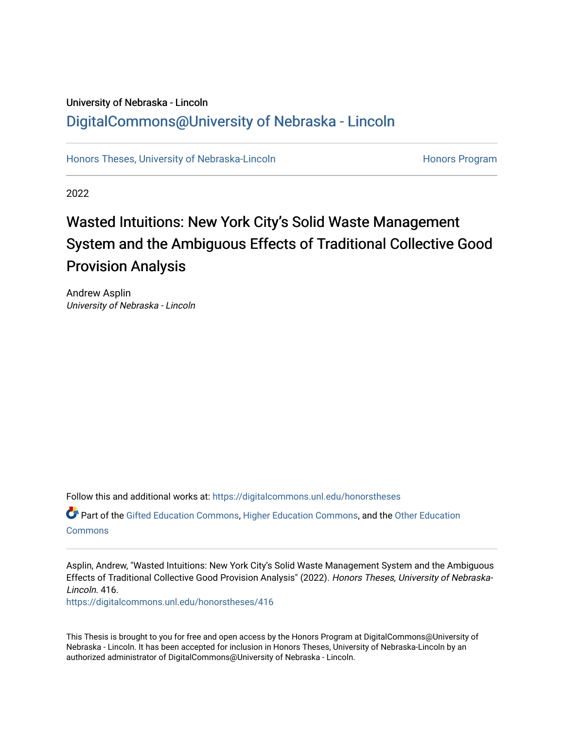University of Nebraska - Lincoln

DigitalCommons@University of Nebraska - Lincoln

Honors Theses, University of Nebraska-Lincoln | Honors Program

2022

# Wasted Intuitions: New York City's Solid Waste Management System and the Ambiguous Effects of Traditional Collective Good Provision Analysis

Andrew Asplin
*University of Nebraska - Lincoln*

Follow this and additional works at: https://digitalcommons.unl.edu/honorstheses

Part of the Gifted Education Commons, Higher Education Commons, and the Other Education Commons

Asplin, Andrew, "Wasted Intuitions: New York City's Solid Waste Management System and the Ambiguous Effects of Traditional Collective Good Provision Analysis" (2022). *Honors Theses, University of Nebraska-Lincoln*. 416.
https://digitalcommons.unl.edu/honorstheses/416

This Thesis is brought to you for free and open access by the Honors Program at DigitalCommons@University of Nebraska - Lincoln. It has been accepted for inclusion in Honors Theses, University of Nebraska-Lincoln by an authorized administrator of DigitalCommons@University of Nebraska - Lincoln.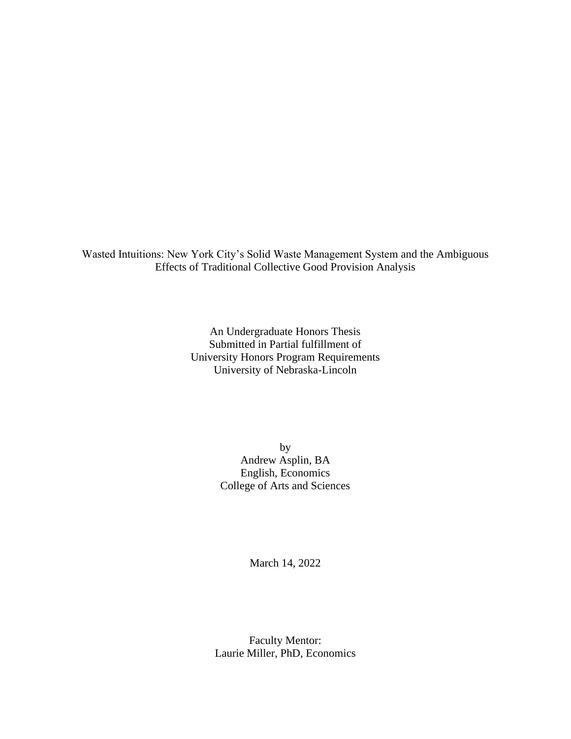Wasted Intuitions: New York City's Solid Waste Management System and the Ambiguous Effects of Traditional Collective Good Provision Analysis

An Undergraduate Honors Thesis
Submitted in Partial fulfillment of
University Honors Program Requirements
University of Nebraska-Lincoln

by
Andrew Asplin, BA
English, Economics
College of Arts and Sciences

March 14, 2022

Faculty Mentor:
Laurie Miller, PhD, Economics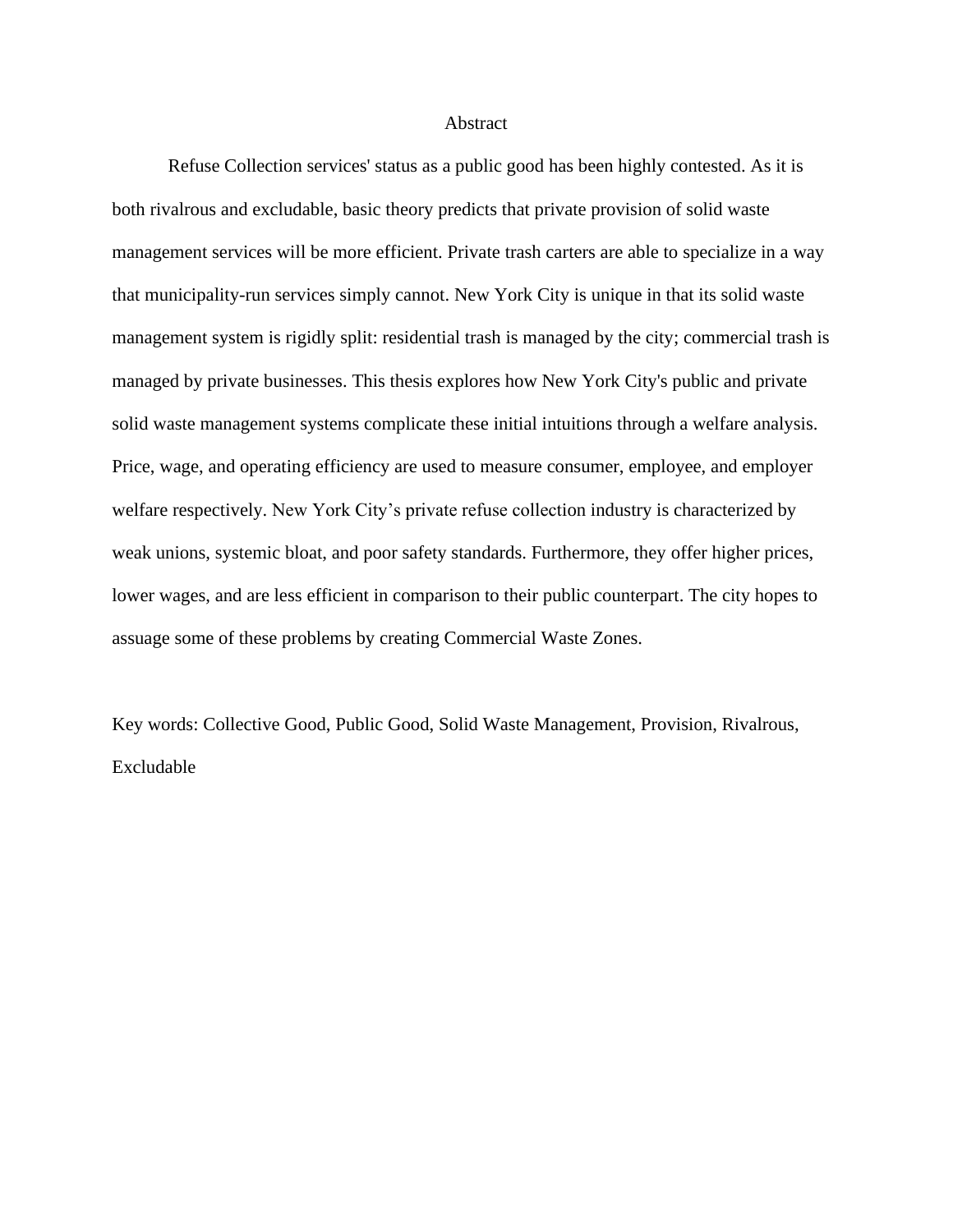# Abstract

Refuse Collection services' status as a public good has been highly contested. As it is both rivalrous and excludable, basic theory predicts that private provision of solid waste management services will be more efficient. Private trash carters are able to specialize in a way that municipality-run services simply cannot. New York City is unique in that its solid waste management system is rigidly split: residential trash is managed by the city; commercial trash is managed by private businesses. This thesis explores how New York City's public and private solid waste management systems complicate these initial intuitions through a welfare analysis. Price, wage, and operating efficiency are used to measure consumer, employee, and employer welfare respectively. New York City's private refuse collection industry is characterized by weak unions, systemic bloat, and poor safety standards. Furthermore, they offer higher prices, lower wages, and are less efficient in comparison to their public counterpart. The city hopes to assuage some of these problems by creating Commercial Waste Zones.

Key words: Collective Good, Public Good, Solid Waste Management, Provision, Rivalrous, Excludable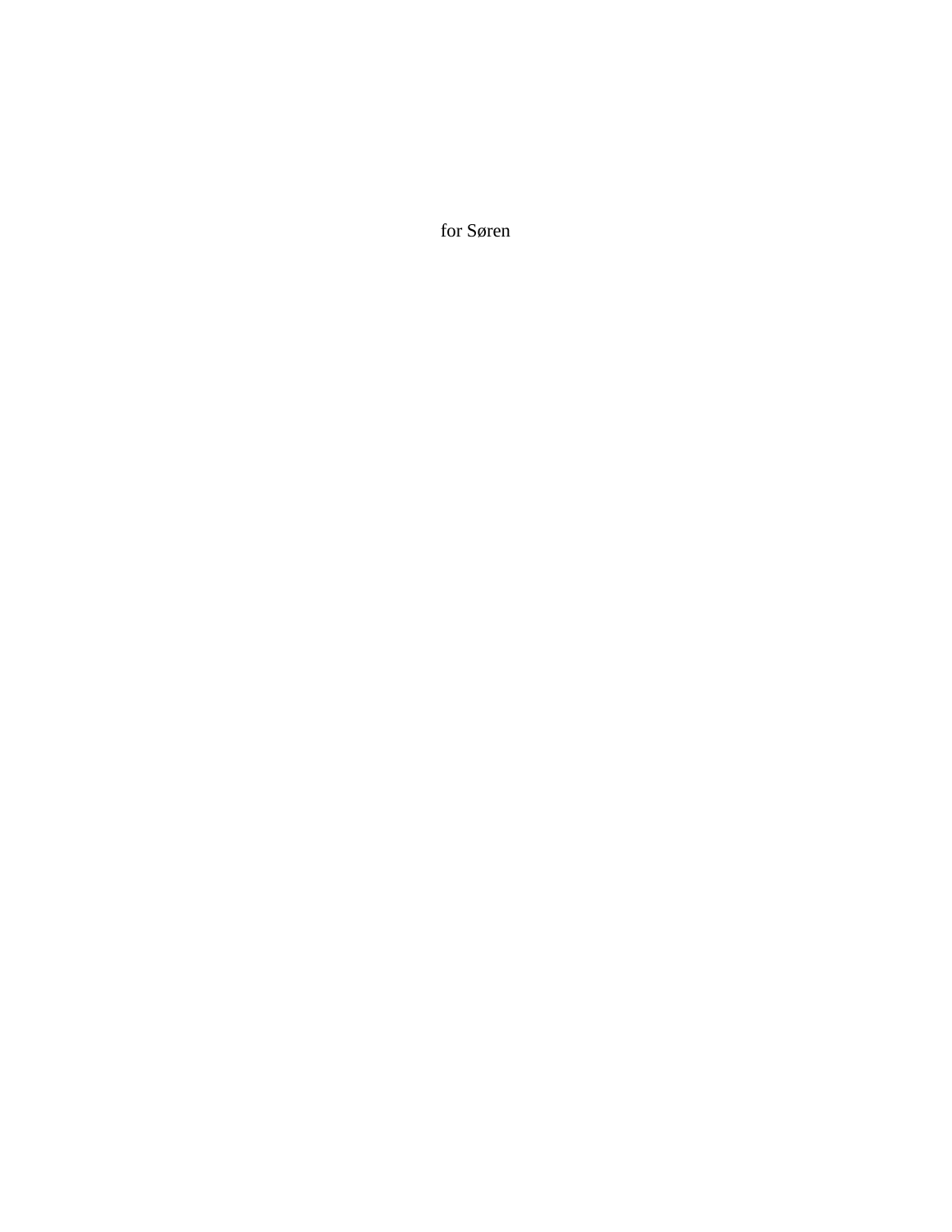for Søren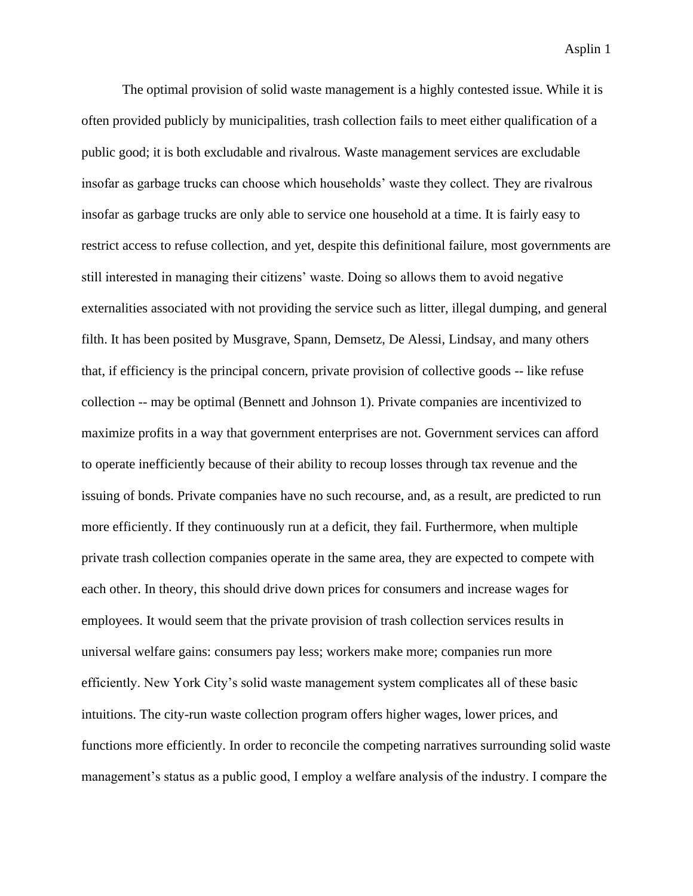The optimal provision of solid waste management is a highly contested issue. While it is often provided publicly by municipalities, trash collection fails to meet either qualification of a public good; it is both excludable and rivalrous. Waste management services are excludable insofar as garbage trucks can choose which households' waste they collect. They are rivalrous insofar as garbage trucks are only able to service one household at a time. It is fairly easy to restrict access to refuse collection, and yet, despite this definitional failure, most governments are still interested in managing their citizens' waste. Doing so allows them to avoid negative externalities associated with not providing the service such as litter, illegal dumping, and general filth. It has been posited by Musgrave, Spann, Demsetz, De Alessi, Lindsay, and many others that, if efficiency is the principal concern, private provision of collective goods -- like refuse collection -- may be optimal (Bennett and Johnson 1). Private companies are incentivized to maximize profits in a way that government enterprises are not. Government services can afford to operate inefficiently because of their ability to recoup losses through tax revenue and the issuing of bonds. Private companies have no such recourse, and, as a result, are predicted to run more efficiently. If they continuously run at a deficit, they fail. Furthermore, when multiple private trash collection companies operate in the same area, they are expected to compete with each other. In theory, this should drive down prices for consumers and increase wages for employees. It would seem that the private provision of trash collection services results in universal welfare gains: consumers pay less; workers make more; companies run more efficiently. New York City's solid waste management system complicates all of these basic intuitions. The city-run waste collection program offers higher wages, lower prices, and functions more efficiently. In order to reconcile the competing narratives surrounding solid waste management's status as a public good, I employ a welfare analysis of the industry. I compare the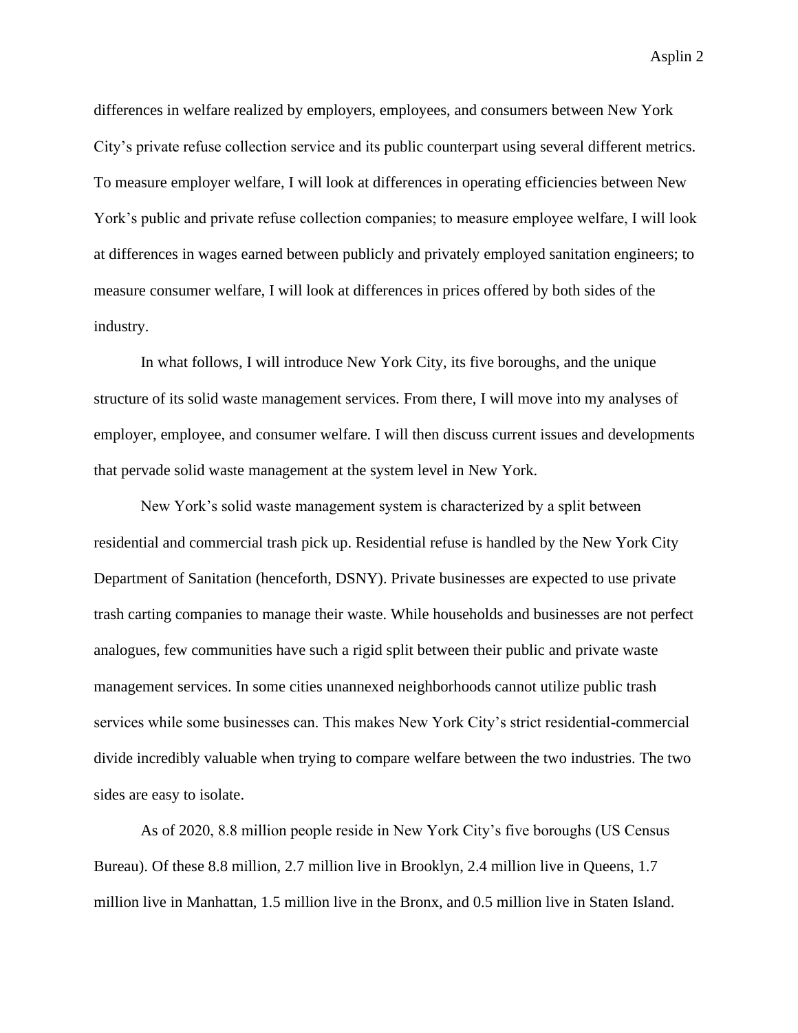differences in welfare realized by employers, employees, and consumers between New York City's private refuse collection service and its public counterpart using several different metrics. To measure employer welfare, I will look at differences in operating efficiencies between New York's public and private refuse collection companies; to measure employee welfare, I will look at differences in wages earned between publicly and privately employed sanitation engineers; to measure consumer welfare, I will look at differences in prices offered by both sides of the industry.

In what follows, I will introduce New York City, its five boroughs, and the unique structure of its solid waste management services. From there, I will move into my analyses of employer, employee, and consumer welfare. I will then discuss current issues and developments that pervade solid waste management at the system level in New York.

New York's solid waste management system is characterized by a split between residential and commercial trash pick up. Residential refuse is handled by the New York City Department of Sanitation (henceforth, DSNY). Private businesses are expected to use private trash carting companies to manage their waste. While households and businesses are not perfect analogues, few communities have such a rigid split between their public and private waste management services. In some cities unannexed neighborhoods cannot utilize public trash services while some businesses can. This makes New York City's strict residential-commercial divide incredibly valuable when trying to compare welfare between the two industries. The two sides are easy to isolate.

As of 2020, 8.8 million people reside in New York City's five boroughs (US Census Bureau). Of these 8.8 million, 2.7 million live in Brooklyn, 2.4 million live in Queens, 1.7 million live in Manhattan, 1.5 million live in the Bronx, and 0.5 million live in Staten Island.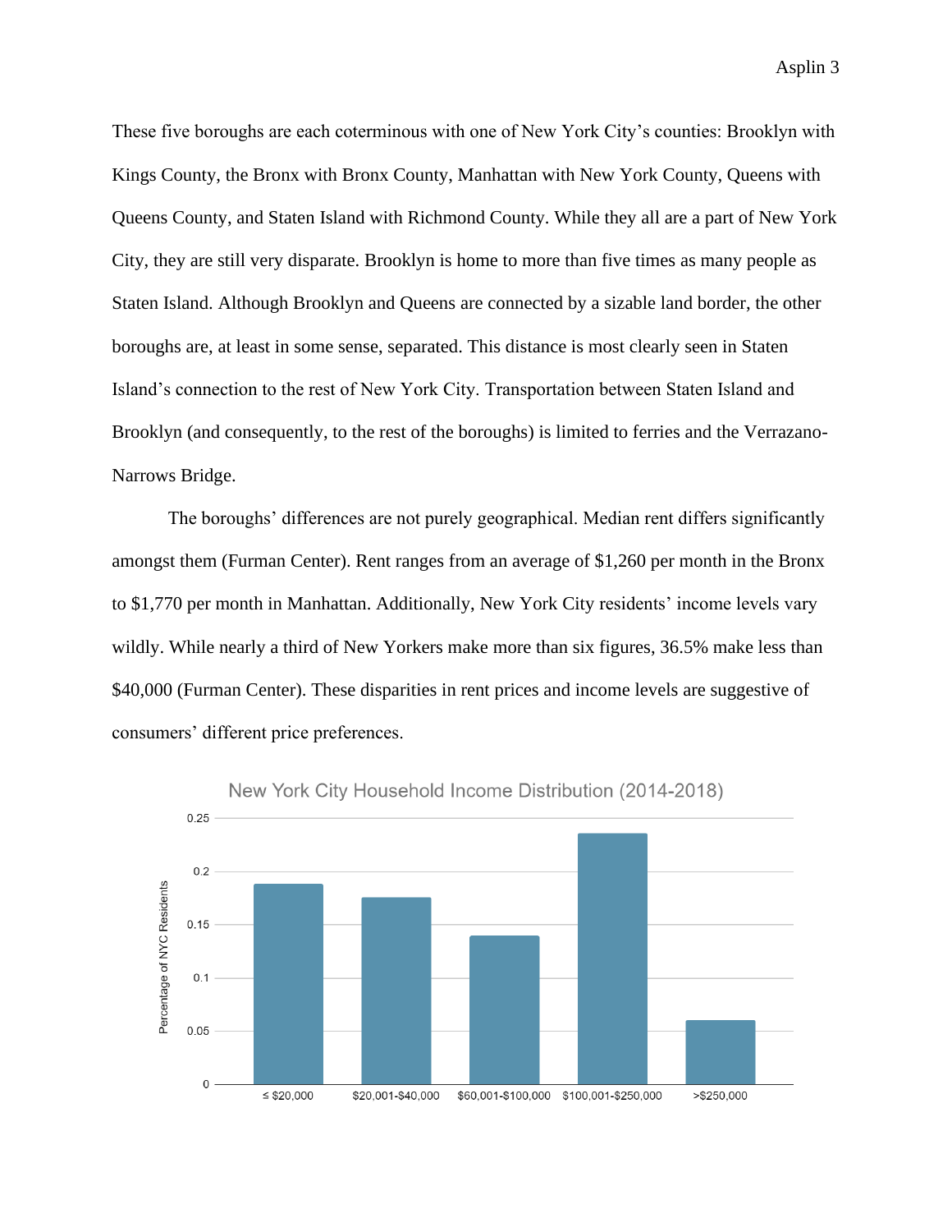These five boroughs are each coterminous with one of New York City's counties: Brooklyn with Kings County, the Bronx with Bronx County, Manhattan with New York County, Queens with Queens County, and Staten Island with Richmond County. While they all are a part of New York City, they are still very disparate. Brooklyn is home to more than five times as many people as Staten Island. Although Brooklyn and Queens are connected by a sizable land border, the other boroughs are, at least in some sense, separated. This distance is most clearly seen in Staten Island's connection to the rest of New York City. Transportation between Staten Island and Brooklyn (and consequently, to the rest of the boroughs) is limited to ferries and the Verrazano-Narrows Bridge.

The boroughs' differences are not purely geographical. Median rent differs significantly amongst them (Furman Center). Rent ranges from an average of $1,260 per month in the Bronx to $1,770 per month in Manhattan. Additionally, New York City residents' income levels vary wildly. While nearly a third of New Yorkers make more than six figures, 36.5% make less than $40,000 (Furman Center). These disparities in rent prices and income levels are suggestive of consumers' different price preferences.

New York City Household Income Distribution (2014-2018)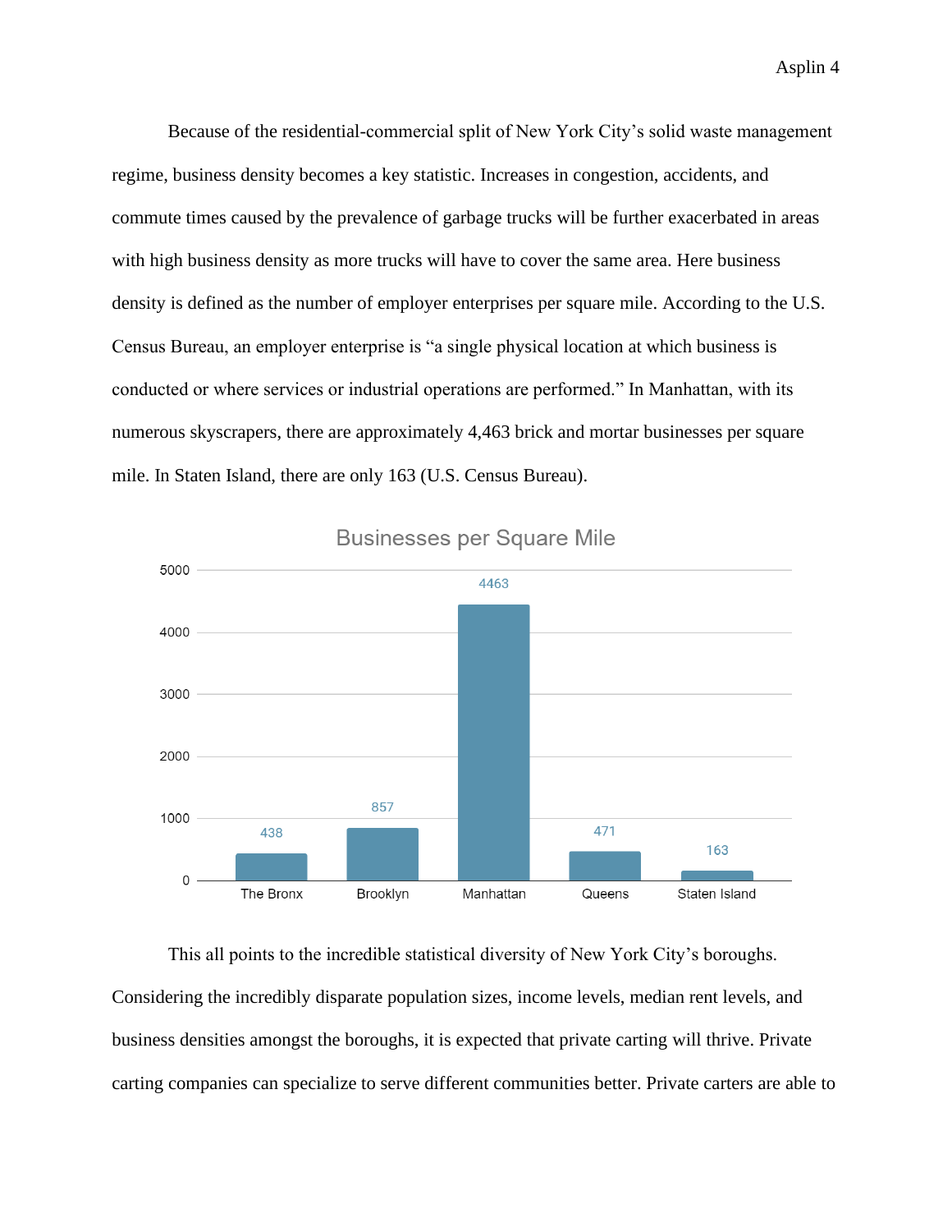Because of the residential-commercial split of New York City's solid waste management regime, business density becomes a key statistic. Increases in congestion, accidents, and commute times caused by the prevalence of garbage trucks will be further exacerbated in areas with high business density as more trucks will have to cover the same area. Here business density is defined as the number of employer enterprises per square mile. According to the U.S. Census Bureau, an employer enterprise is "a single physical location at which business is conducted or where services or industrial operations are performed." In Manhattan, with its numerous skyscrapers, there are approximately 4,463 brick and mortar businesses per square mile. In Staten Island, there are only 163 (U.S. Census Bureau).

**Businesses per Square Mile**

| Borough | Businesses per Square Mile |
| --- | --- |
| The Bronx | 438 |
| Brooklyn | 857 |
| Manhattan | 4463 |
| Queens | 471 |
| Staten Island | 163 |

This all points to the incredible statistical diversity of New York City's boroughs. Considering the incredibly disparate population sizes, income levels, median rent levels, and business densities amongst the boroughs, it is expected that private carting will thrive. Private carting companies can specialize to serve different communities better. Private carters are able to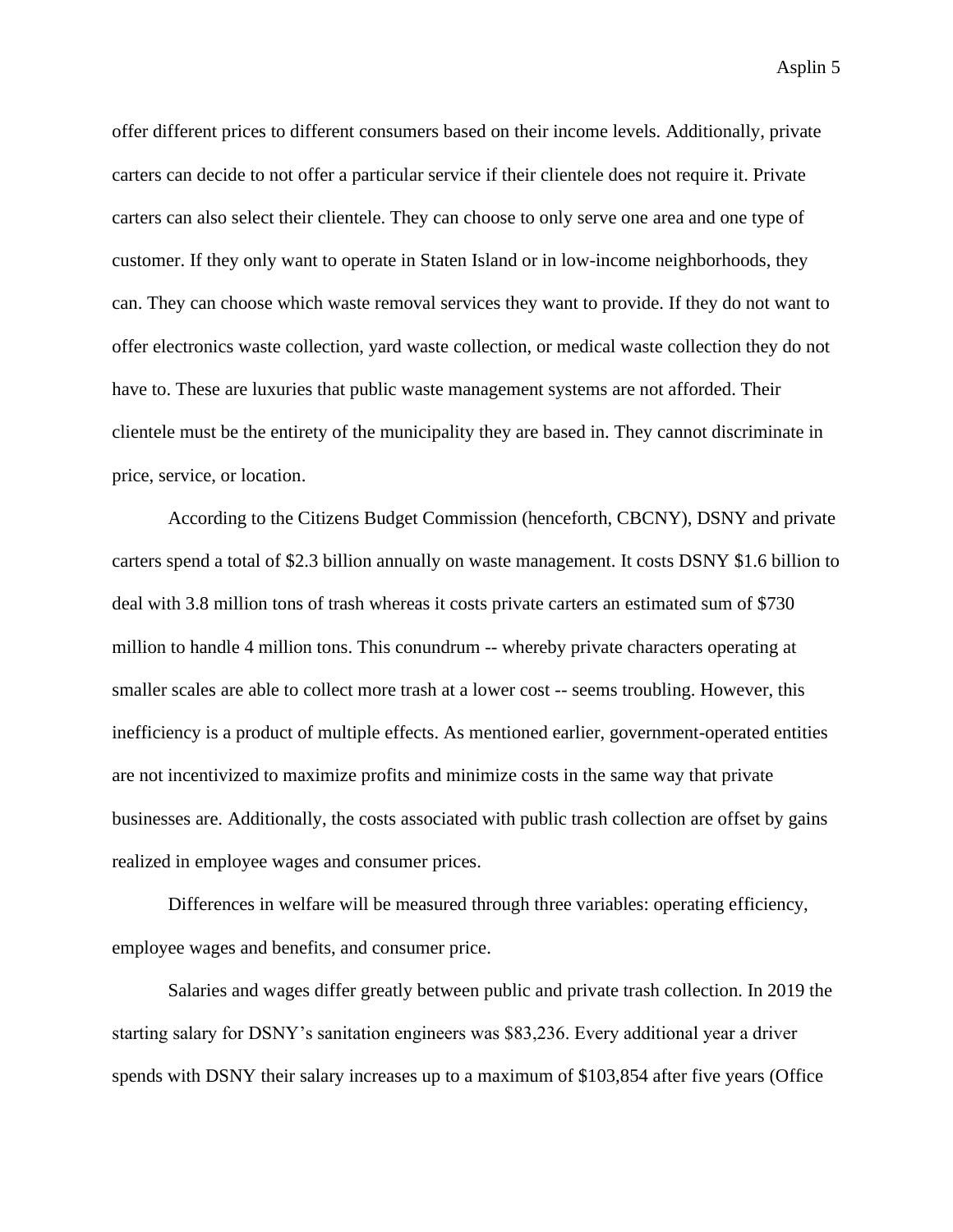offer different prices to different consumers based on their income levels. Additionally, private carters can decide to not offer a particular service if their clientele does not require it. Private carters can also select their clientele. They can choose to only serve one area and one type of customer. If they only want to operate in Staten Island or in low-income neighborhoods, they can. They can choose which waste removal services they want to provide. If they do not want to offer electronics waste collection, yard waste collection, or medical waste collection they do not have to. These are luxuries that public waste management systems are not afforded. Their clientele must be the entirety of the municipality they are based in. They cannot discriminate in price, service, or location.

According to the Citizens Budget Commission (henceforth, CBCNY), DSNY and private carters spend a total of $2.3 billion annually on waste management. It costs DSNY $1.6 billion to deal with 3.8 million tons of trash whereas it costs private carters an estimated sum of $730 million to handle 4 million tons. This conundrum -- whereby private characters operating at smaller scales are able to collect more trash at a lower cost -- seems troubling. However, this inefficiency is a product of multiple effects. As mentioned earlier, government-operated entities are not incentivized to maximize profits and minimize costs in the same way that private businesses are. Additionally, the costs associated with public trash collection are offset by gains realized in employee wages and consumer prices.

Differences in welfare will be measured through three variables: operating efficiency, employee wages and benefits, and consumer price.

Salaries and wages differ greatly between public and private trash collection. In 2019 the starting salary for DSNY's sanitation engineers was $83,236. Every additional year a driver spends with DSNY their salary increases up to a maximum of $103,854 after five years (Office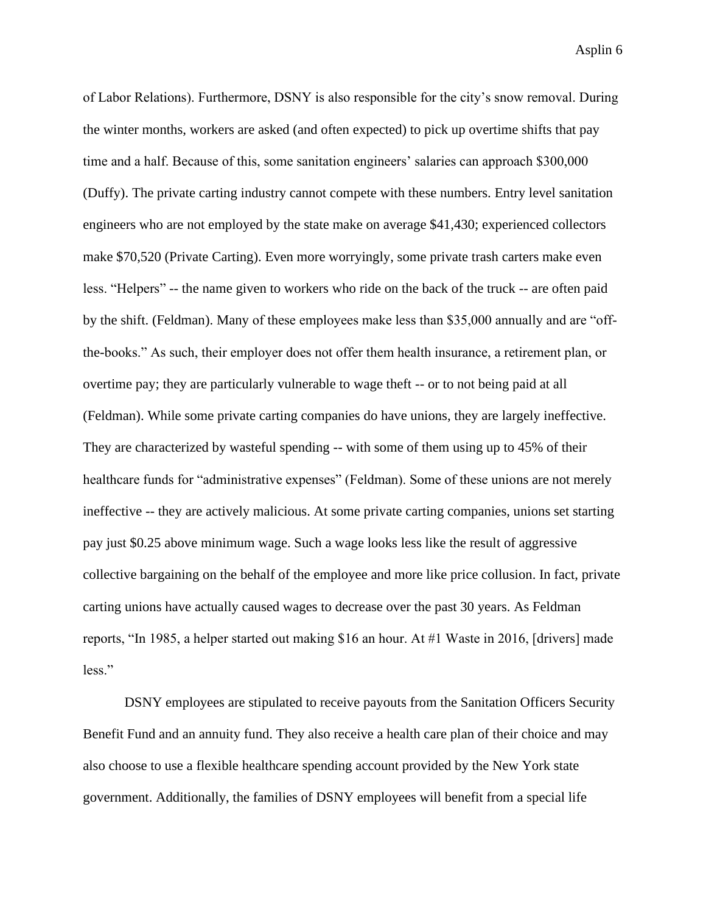of Labor Relations). Furthermore, DSNY is also responsible for the city's snow removal. During the winter months, workers are asked (and often expected) to pick up overtime shifts that pay time and a half. Because of this, some sanitation engineers' salaries can approach $300,000 (Duffy). The private carting industry cannot compete with these numbers. Entry level sanitation engineers who are not employed by the state make on average $41,430; experienced collectors make $70,520 (Private Carting). Even more worryingly, some private trash carters make even less. "Helpers" -- the name given to workers who ride on the back of the truck -- are often paid by the shift. (Feldman). Many of these employees make less than $35,000 annually and are "off-the-books." As such, their employer does not offer them health insurance, a retirement plan, or overtime pay; they are particularly vulnerable to wage theft -- or to not being paid at all (Feldman). While some private carting companies do have unions, they are largely ineffective. They are characterized by wasteful spending -- with some of them using up to 45% of their healthcare funds for "administrative expenses" (Feldman). Some of these unions are not merely ineffective -- they are actively malicious. At some private carting companies, unions set starting pay just $0.25 above minimum wage. Such a wage looks less like the result of aggressive collective bargaining on the behalf of the employee and more like price collusion. In fact, private carting unions have actually caused wages to decrease over the past 30 years. As Feldman reports, "In 1985, a helper started out making $16 an hour. At #1 Waste in 2016, [drivers] made less."

DSNY employees are stipulated to receive payouts from the Sanitation Officers Security Benefit Fund and an annuity fund. They also receive a health care plan of their choice and may also choose to use a flexible healthcare spending account provided by the New York state government. Additionally, the families of DSNY employees will benefit from a special life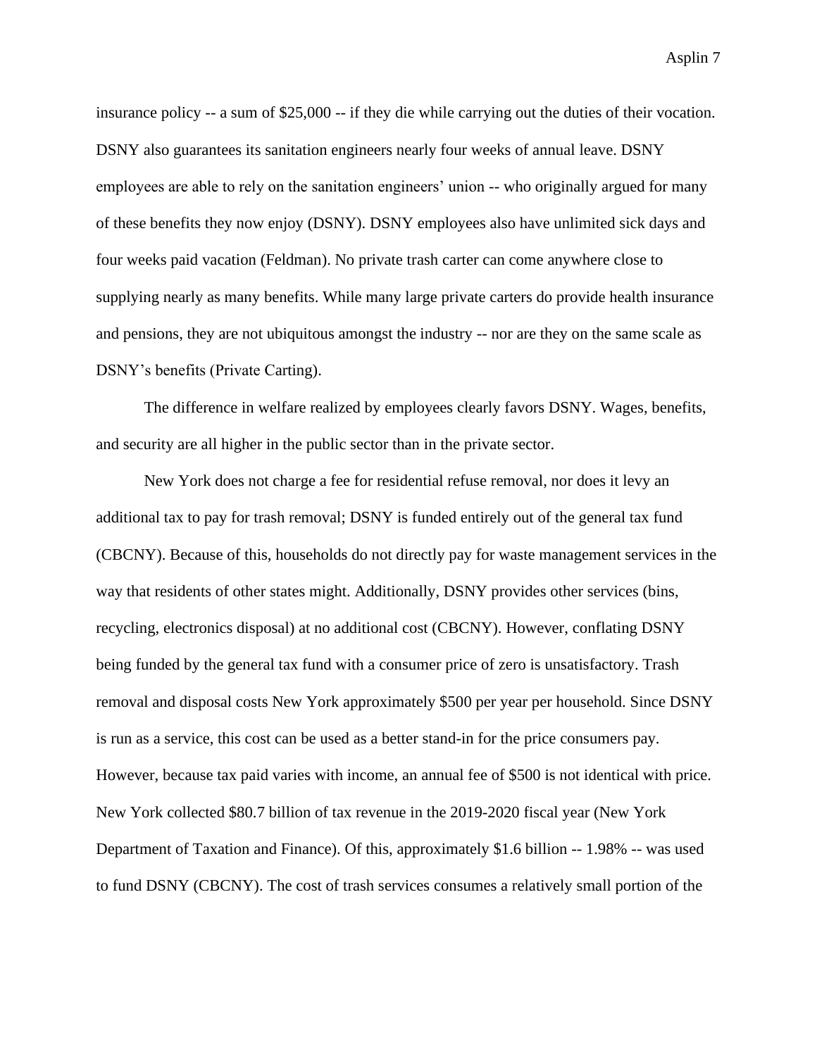insurance policy -- a sum of $25,000 -- if they die while carrying out the duties of their vocation. DSNY also guarantees its sanitation engineers nearly four weeks of annual leave. DSNY employees are able to rely on the sanitation engineers' union -- who originally argued for many of these benefits they now enjoy (DSNY). DSNY employees also have unlimited sick days and four weeks paid vacation (Feldman). No private trash carter can come anywhere close to supplying nearly as many benefits. While many large private carters do provide health insurance and pensions, they are not ubiquitous amongst the industry -- nor are they on the same scale as DSNY's benefits (Private Carting).

The difference in welfare realized by employees clearly favors DSNY. Wages, benefits, and security are all higher in the public sector than in the private sector.

New York does not charge a fee for residential refuse removal, nor does it levy an additional tax to pay for trash removal; DSNY is funded entirely out of the general tax fund (CBCNY). Because of this, households do not directly pay for waste management services in the way that residents of other states might. Additionally, DSNY provides other services (bins, recycling, electronics disposal) at no additional cost (CBCNY). However, conflating DSNY being funded by the general tax fund with a consumer price of zero is unsatisfactory. Trash removal and disposal costs New York approximately $500 per year per household. Since DSNY is run as a service, this cost can be used as a better stand-in for the price consumers pay. However, because tax paid varies with income, an annual fee of $500 is not identical with price. New York collected $80.7 billion of tax revenue in the 2019-2020 fiscal year (New York Department of Taxation and Finance). Of this, approximately $1.6 billion -- 1.98% -- was used to fund DSNY (CBCNY). The cost of trash services consumes a relatively small portion of the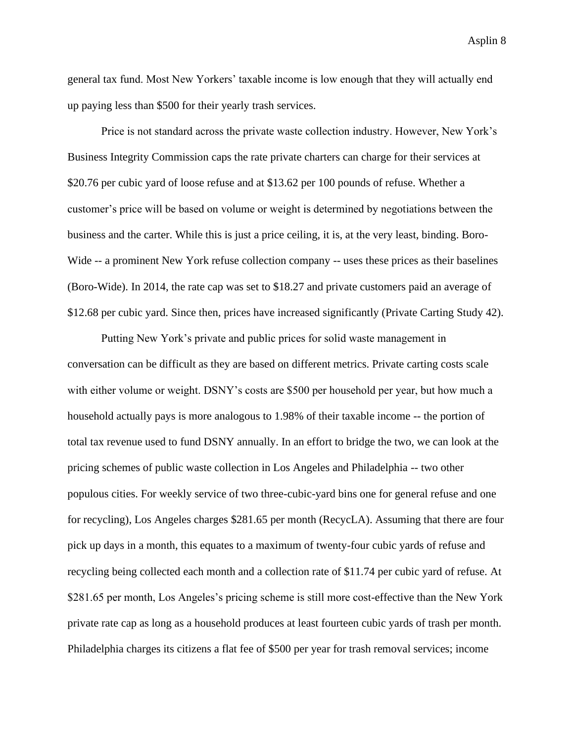general tax fund. Most New Yorkers' taxable income is low enough that they will actually end up paying less than $500 for their yearly trash services.

Price is not standard across the private waste collection industry. However, New York's Business Integrity Commission caps the rate private charters can charge for their services at $20.76 per cubic yard of loose refuse and at $13.62 per 100 pounds of refuse. Whether a customer's price will be based on volume or weight is determined by negotiations between the business and the carter. While this is just a price ceiling, it is, at the very least, binding. Boro-Wide -- a prominent New York refuse collection company -- uses these prices as their baselines (Boro-Wide). In 2014, the rate cap was set to $18.27 and private customers paid an average of $12.68 per cubic yard. Since then, prices have increased significantly (Private Carting Study 42).

Putting New York's private and public prices for solid waste management in conversation can be difficult as they are based on different metrics. Private carting costs scale with either volume or weight. DSNY's costs are $500 per household per year, but how much a household actually pays is more analogous to 1.98% of their taxable income -- the portion of total tax revenue used to fund DSNY annually. In an effort to bridge the two, we can look at the pricing schemes of public waste collection in Los Angeles and Philadelphia -- two other populous cities. For weekly service of two three-cubic-yard bins one for general refuse and one for recycling), Los Angeles charges $281.65 per month (RecycLA). Assuming that there are four pick up days in a month, this equates to a maximum of twenty-four cubic yards of refuse and recycling being collected each month and a collection rate of $11.74 per cubic yard of refuse. At $281.65 per month, Los Angeles's pricing scheme is still more cost-effective than the New York private rate cap as long as a household produces at least fourteen cubic yards of trash per month. Philadelphia charges its citizens a flat fee of $500 per year for trash removal services; income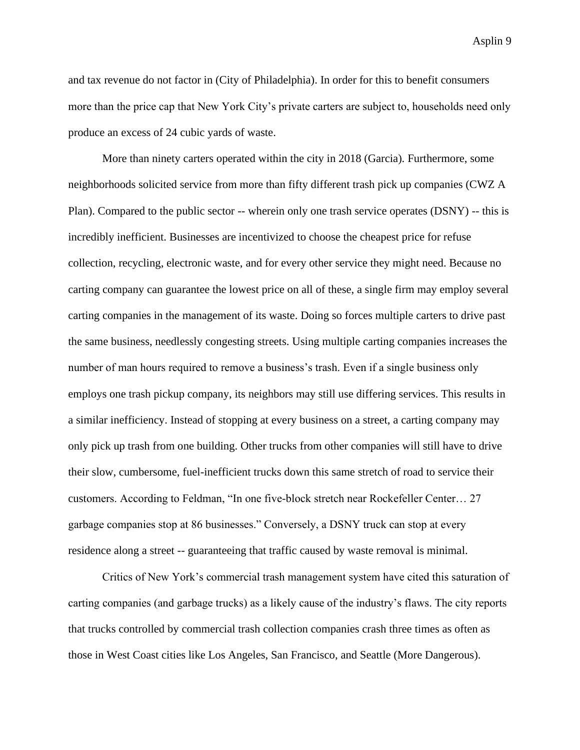and tax revenue do not factor in (City of Philadelphia). In order for this to benefit consumers more than the price cap that New York City's private carters are subject to, households need only produce an excess of 24 cubic yards of waste.

More than ninety carters operated within the city in 2018 (Garcia). Furthermore, some neighborhoods solicited service from more than fifty different trash pick up companies (CWZ A Plan). Compared to the public sector -- wherein only one trash service operates (DSNY) -- this is incredibly inefficient. Businesses are incentivized to choose the cheapest price for refuse collection, recycling, electronic waste, and for every other service they might need. Because no carting company can guarantee the lowest price on all of these, a single firm may employ several carting companies in the management of its waste. Doing so forces multiple carters to drive past the same business, needlessly congesting streets. Using multiple carting companies increases the number of man hours required to remove a business's trash. Even if a single business only employs one trash pickup company, its neighbors may still use differing services. This results in a similar inefficiency. Instead of stopping at every business on a street, a carting company may only pick up trash from one building. Other trucks from other companies will still have to drive their slow, cumbersome, fuel-inefficient trucks down this same stretch of road to service their customers. According to Feldman, "In one five-block stretch near Rockefeller Center… 27 garbage companies stop at 86 businesses." Conversely, a DSNY truck can stop at every residence along a street -- guaranteeing that traffic caused by waste removal is minimal.

Critics of New York's commercial trash management system have cited this saturation of carting companies (and garbage trucks) as a likely cause of the industry's flaws. The city reports that trucks controlled by commercial trash collection companies crash three times as often as those in West Coast cities like Los Angeles, San Francisco, and Seattle (More Dangerous).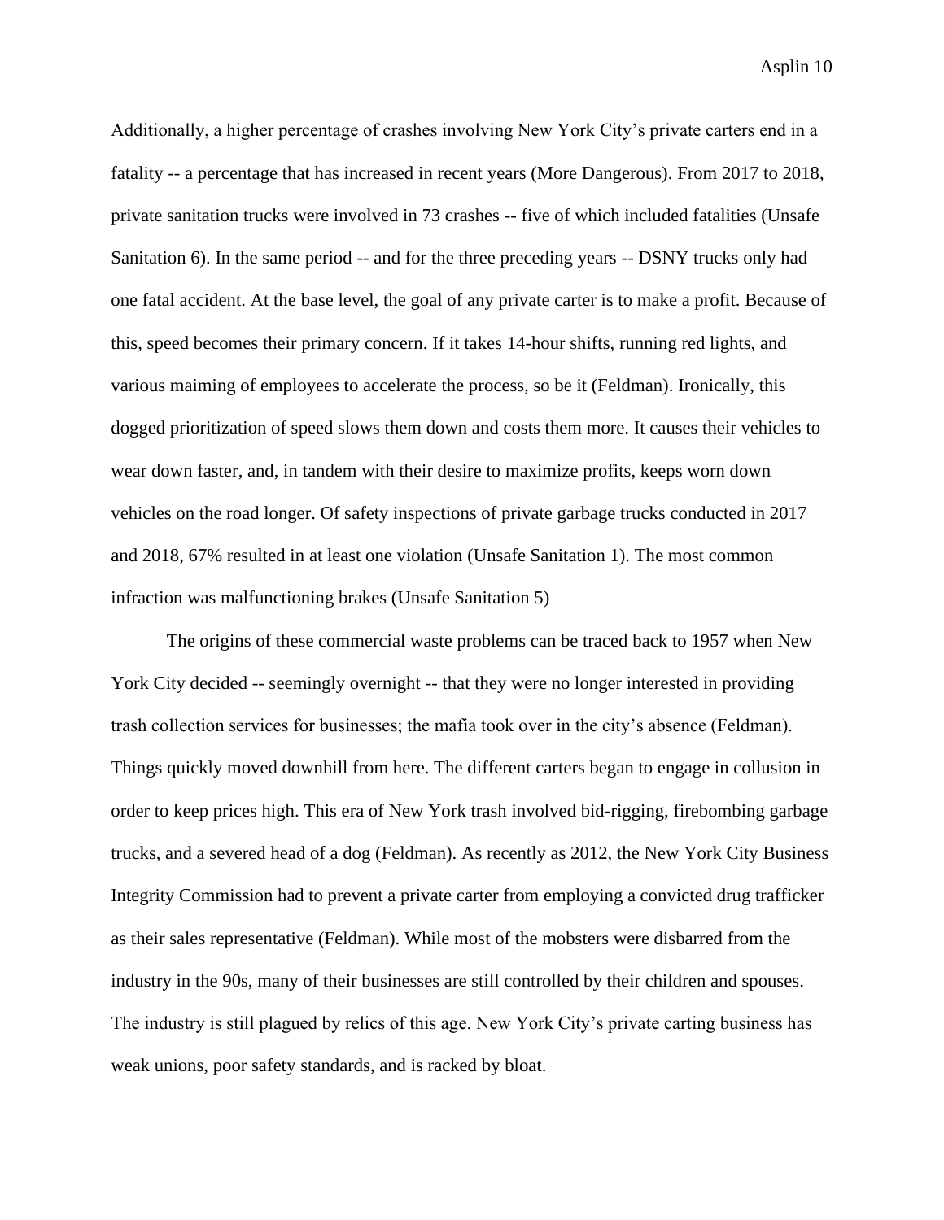Additionally, a higher percentage of crashes involving New York City's private carters end in a fatality -- a percentage that has increased in recent years (More Dangerous). From 2017 to 2018, private sanitation trucks were involved in 73 crashes -- five of which included fatalities (Unsafe Sanitation 6). In the same period -- and for the three preceding years -- DSNY trucks only had one fatal accident. At the base level, the goal of any private carter is to make a profit. Because of this, speed becomes their primary concern. If it takes 14-hour shifts, running red lights, and various maiming of employees to accelerate the process, so be it (Feldman). Ironically, this dogged prioritization of speed slows them down and costs them more. It causes their vehicles to wear down faster, and, in tandem with their desire to maximize profits, keeps worn down vehicles on the road longer. Of safety inspections of private garbage trucks conducted in 2017 and 2018, 67% resulted in at least one violation (Unsafe Sanitation 1). The most common infraction was malfunctioning brakes (Unsafe Sanitation 5)

The origins of these commercial waste problems can be traced back to 1957 when New York City decided -- seemingly overnight -- that they were no longer interested in providing trash collection services for businesses; the mafia took over in the city's absence (Feldman). Things quickly moved downhill from here. The different carters began to engage in collusion in order to keep prices high. This era of New York trash involved bid-rigging, firebombing garbage trucks, and a severed head of a dog (Feldman). As recently as 2012, the New York City Business Integrity Commission had to prevent a private carter from employing a convicted drug trafficker as their sales representative (Feldman). While most of the mobsters were disbarred from the industry in the 90s, many of their businesses are still controlled by their children and spouses. The industry is still plagued by relics of this age. New York City's private carting business has weak unions, poor safety standards, and is racked by bloat.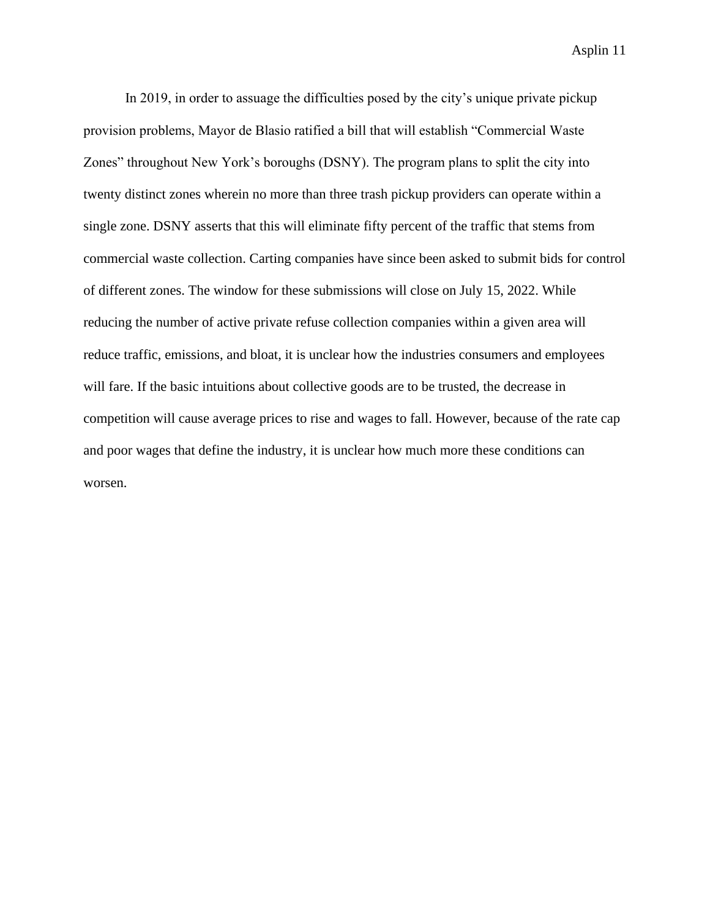In 2019, in order to assuage the difficulties posed by the city's unique private pickup provision problems, Mayor de Blasio ratified a bill that will establish "Commercial Waste Zones" throughout New York's boroughs (DSNY). The program plans to split the city into twenty distinct zones wherein no more than three trash pickup providers can operate within a single zone. DSNY asserts that this will eliminate fifty percent of the traffic that stems from commercial waste collection. Carting companies have since been asked to submit bids for control of different zones. The window for these submissions will close on July 15, 2022. While reducing the number of active private refuse collection companies within a given area will reduce traffic, emissions, and bloat, it is unclear how the industries consumers and employees will fare. If the basic intuitions about collective goods are to be trusted, the decrease in competition will cause average prices to rise and wages to fall. However, because of the rate cap and poor wages that define the industry, it is unclear how much more these conditions can worsen.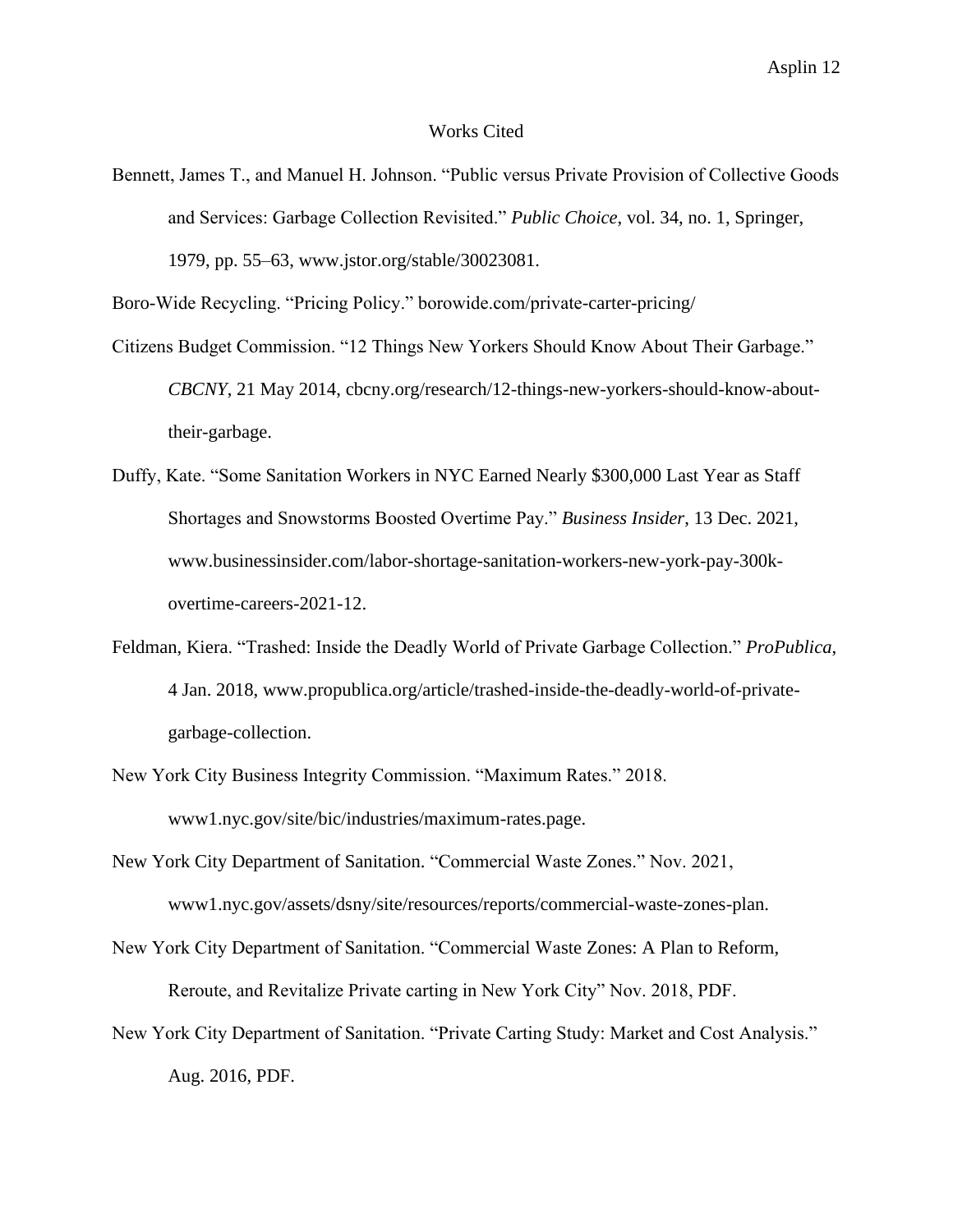# Works Cited

Bennett, James T., and Manuel H. Johnson. "Public versus Private Provision of Collective Goods and Services: Garbage Collection Revisited." *Public Choice*, vol. 34, no. 1, Springer, 1979, pp. 55–63, www.jstor.org/stable/30023081.

Boro-Wide Recycling. "Pricing Policy." borowide.com/private-carter-pricing/

Citizens Budget Commission. "12 Things New Yorkers Should Know About Their Garbage." *CBCNY*, 21 May 2014, cbcny.org/research/12-things-new-yorkers-should-know-about-their-garbage.

Duffy, Kate. "Some Sanitation Workers in NYC Earned Nearly $300,000 Last Year as Staff Shortages and Snowstorms Boosted Overtime Pay." *Business Insider*, 13 Dec. 2021, www.businessinsider.com/labor-shortage-sanitation-workers-new-york-pay-300k-overtime-careers-2021-12.

Feldman, Kiera. "Trashed: Inside the Deadly World of Private Garbage Collection." *ProPublica*, 4 Jan. 2018, www.propublica.org/article/trashed-inside-the-deadly-world-of-private-garbage-collection.

New York City Business Integrity Commission. "Maximum Rates." 2018. www1.nyc.gov/site/bic/industries/maximum-rates.page.

New York City Department of Sanitation. "Commercial Waste Zones." Nov. 2021, www1.nyc.gov/assets/dsny/site/resources/reports/commercial-waste-zones-plan.

New York City Department of Sanitation. "Commercial Waste Zones: A Plan to Reform, Reroute, and Revitalize Private carting in New York City" Nov. 2018, PDF.

New York City Department of Sanitation. "Private Carting Study: Market and Cost Analysis." Aug. 2016, PDF.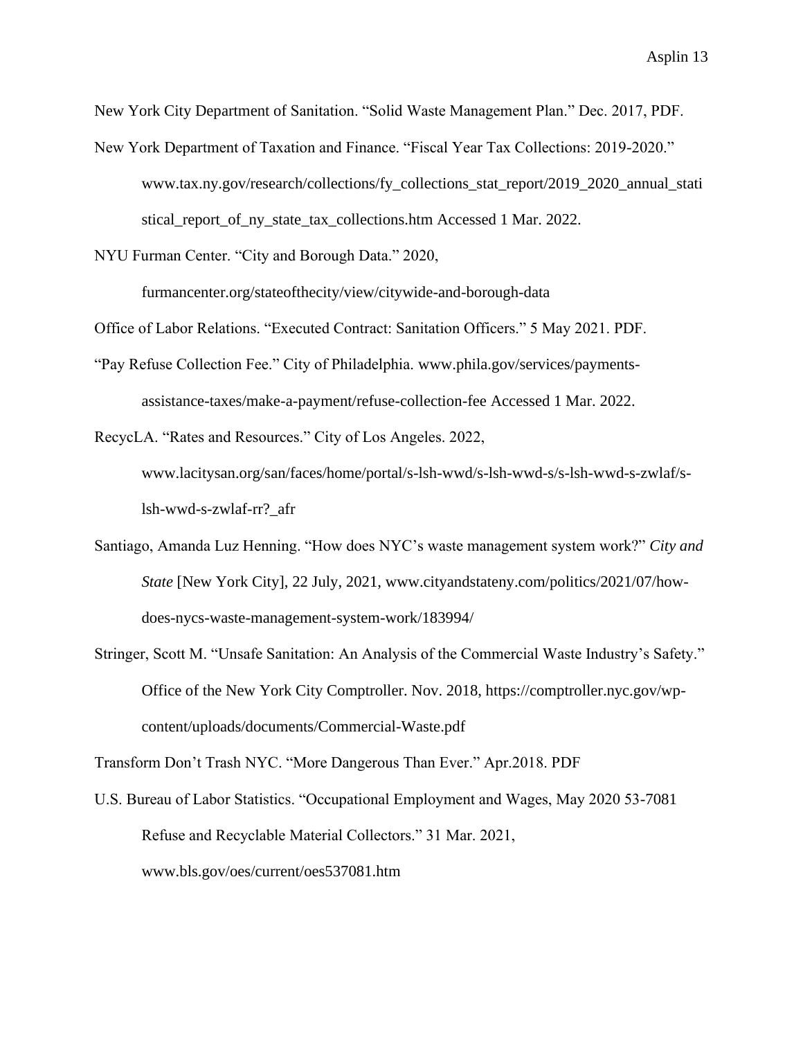New York City Department of Sanitation. "Solid Waste Management Plan." Dec. 2017, PDF.

New York Department of Taxation and Finance. "Fiscal Year Tax Collections: 2019-2020." www.tax.ny.gov/research/collections/fy_collections_stat_report/2019_2020_annual_statistical_report_of_ny_state_tax_collections.htm Accessed 1 Mar. 2022.

NYU Furman Center. "City and Borough Data." 2020, furmancenter.org/stateofthecity/view/citywide-and-borough-data

Office of Labor Relations. "Executed Contract: Sanitation Officers." 5 May 2021. PDF.

"Pay Refuse Collection Fee." City of Philadelphia. www.phila.gov/services/payments-assistance-taxes/make-a-payment/refuse-collection-fee Accessed 1 Mar. 2022.

RecycLA. "Rates and Resources." City of Los Angeles. 2022, www.lacitysan.org/san/faces/home/portal/s-lsh-wwd/s-lsh-wwd-s/s-lsh-wwd-s-zwlaf/s-lsh-wwd-s-zwlaf-rr?_afr

Santiago, Amanda Luz Henning. "How does NYC's waste management system work?" *City and State* [New York City], 22 July, 2021, www.cityandstateny.com/politics/2021/07/how-does-nycs-waste-management-system-work/183994/

Stringer, Scott M. "Unsafe Sanitation: An Analysis of the Commercial Waste Industry's Safety." Office of the New York City Comptroller. Nov. 2018, https://comptroller.nyc.gov/wp-content/uploads/documents/Commercial-Waste.pdf

Transform Don't Trash NYC. "More Dangerous Than Ever." Apr.2018. PDF

U.S. Bureau of Labor Statistics. "Occupational Employment and Wages, May 2020 53-7081 Refuse and Recyclable Material Collectors." 31 Mar. 2021, www.bls.gov/oes/current/oes537081.htm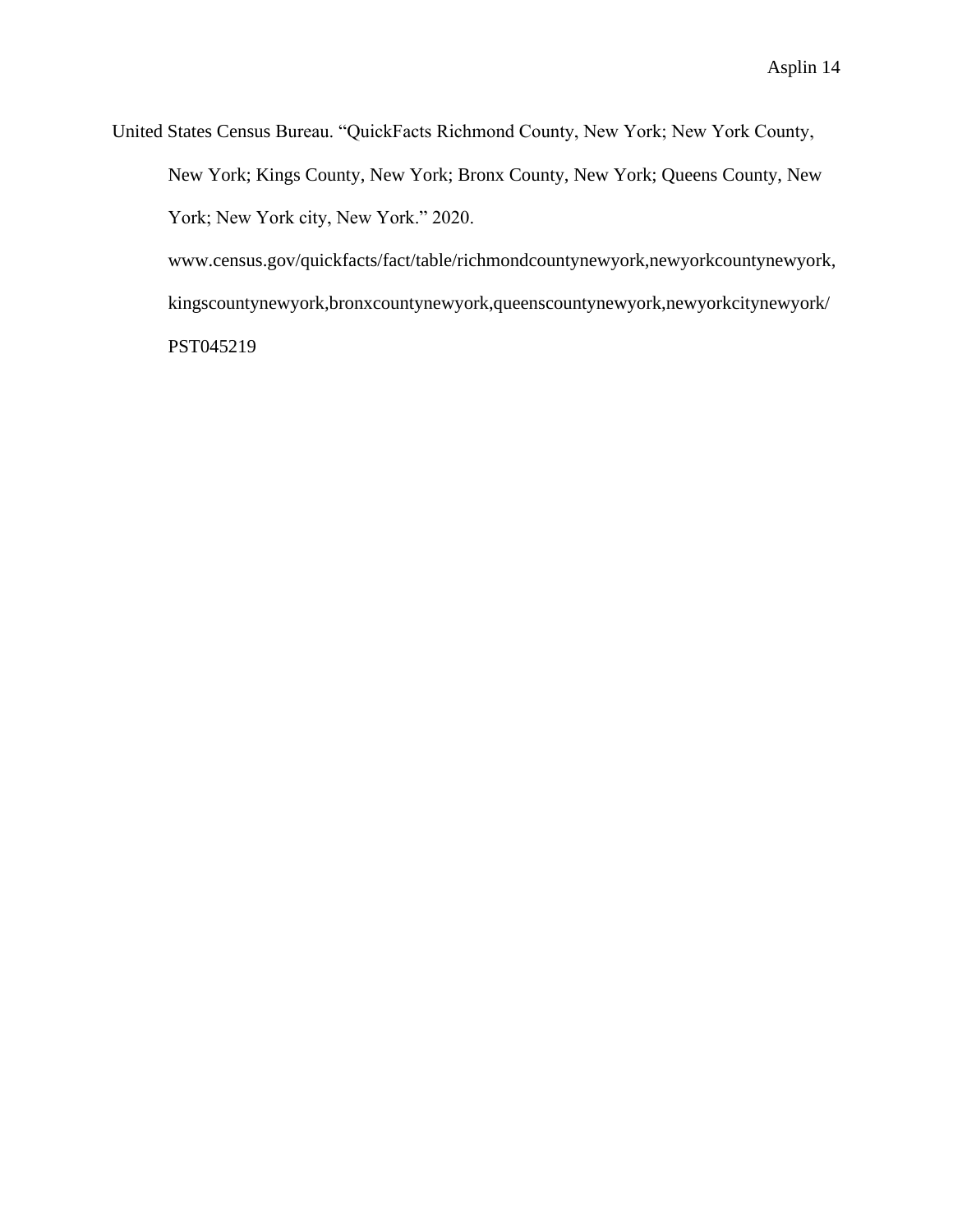United States Census Bureau. "QuickFacts Richmond County, New York; New York County, New York; Kings County, New York; Bronx County, New York; Queens County, New York; New York city, New York." 2020. www.census.gov/quickfacts/fact/table/richmondcountynewyork,newyorkcountynewyork,kingscountynewyork,bronxcountynewyork,queenscountynewyork,newyorkcitynewyork/PST045219